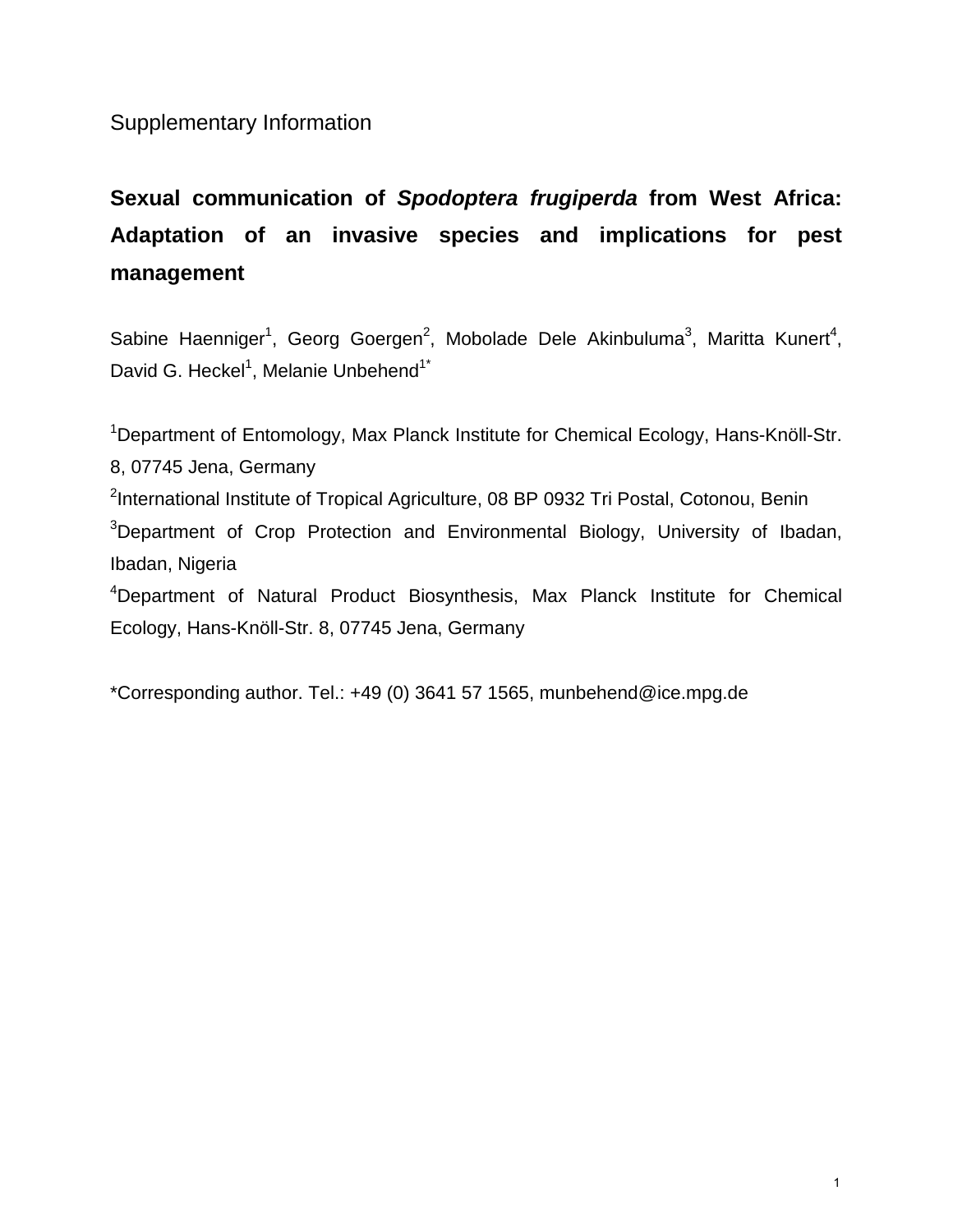Supplementary Information

# Sexual communication of *Spodoptera frugiperda* from West Africa: Adaptation of an invasive species and implications for pest management

Sabine Haenniger[1], Georg Goergen[2], Mobolade Dele Akinbuluma[3], Maritta Kunert[4], David G. Heckel[1], Melanie Unbehend[1*]

[1]Department of Entomology, Max Planck Institute for Chemical Ecology, Hans-Knöll-Str. 8, 07745 Jena, Germany

[2]International Institute of Tropical Agriculture, 08 BP 0932 Tri Postal, Cotonou, Benin

[3]Department of Crop Protection and Environmental Biology, University of Ibadan, Ibadan, Nigeria

[4]Department of Natural Product Biosynthesis, Max Planck Institute for Chemical Ecology, Hans-Knöll-Str. 8, 07745 Jena, Germany

*Corresponding author. Tel.: +49 (0) 3641 57 1565, munbehend@ice.mpg.de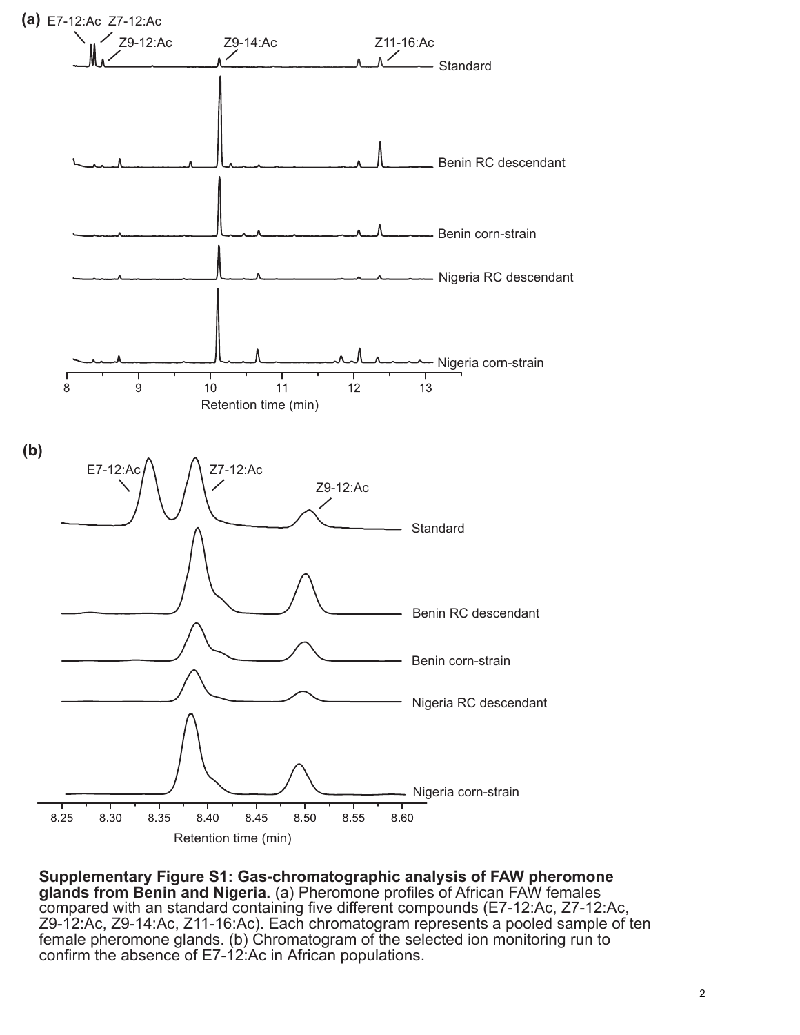**Supplementary Figure S1: Gas-chromatographic analysis of FAW pheromone glands from Benin and Nigeria.** (a) Pheromone profiles of African FAW females compared with an standard containing five different compounds (E7-12:Ac, Z7-12:Ac, Z9-12:Ac, Z9-14:Ac, Z11-16:Ac). Each chromatogram represents a pooled sample of ten female pheromone glands. (b) Chromatogram of the selected ion monitoring run to confirm the absence of E7-12:Ac in African populations.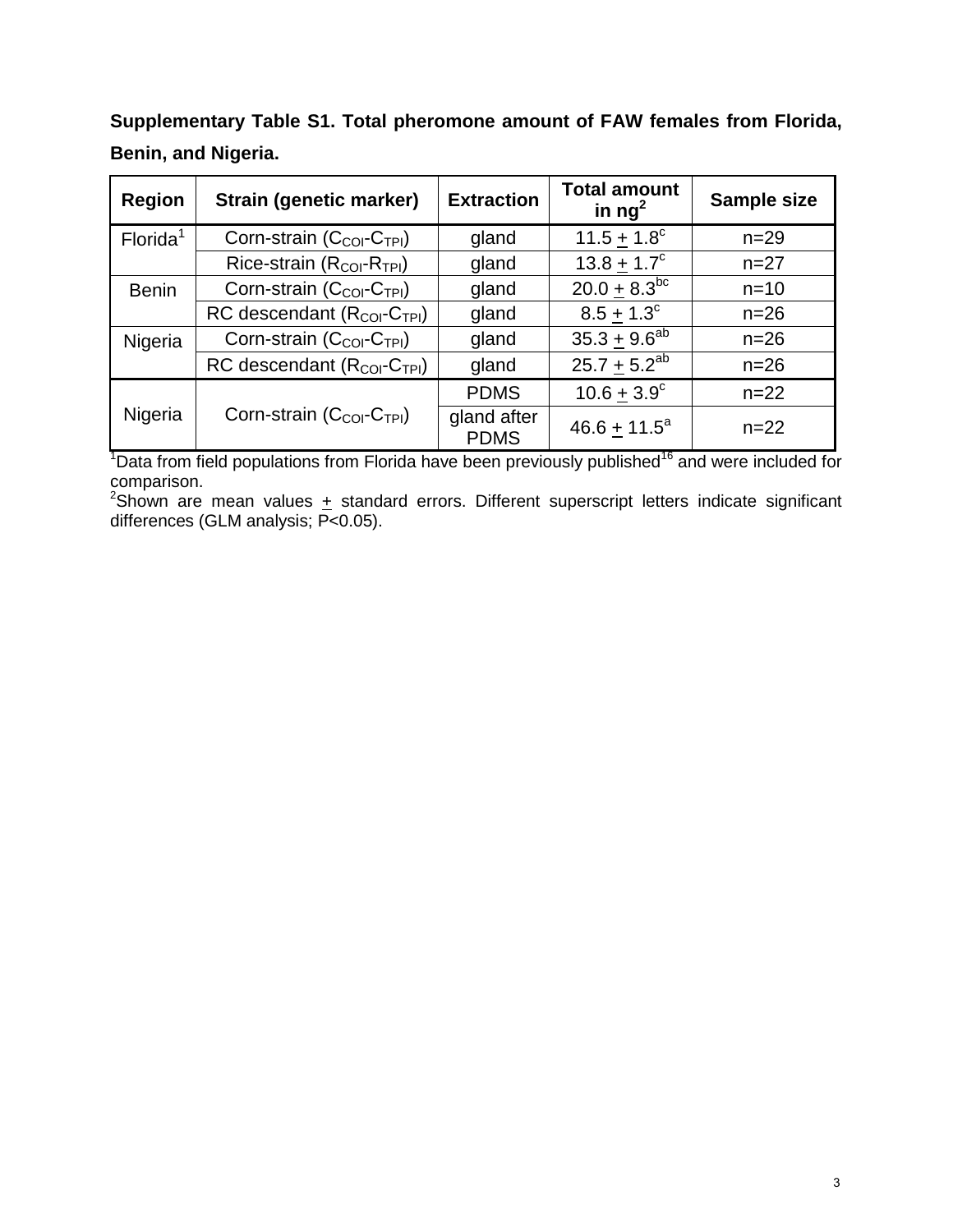**Supplementary Table S1. Total pheromone amount of FAW females from Florida, Benin, and Nigeria.**

| Region | Strain (genetic marker) | Extraction | Total amount in ng[2] | Sample size |
|---|---|---|---|---|
| Florida[1] | Corn-strain ($C_{COI}$-$C_{TPI}$) | gland | 11.5 ± 1.8[c] | n=29 |
| | Rice-strain ($R_{COI}$-$R_{TPI}$) | gland | 13.8 ± 1.7[c] | n=27 |
| Benin | Corn-strain ($C_{COI}$-$C_{TPI}$) | gland | 20.0 ± 8.3[bc] | n=10 |
| | RC descendant ($R_{COI}$-$C_{TPI}$) | gland | 8.5 ± 1.3[c] | n=26 |
| Nigeria | Corn-strain ($C_{COI}$-$C_{TPI}$) | gland | 35.3 ± 9.6[ab] | n=26 |
| | RC descendant ($R_{COI}$-$C_{TPI}$) | gland | 25.7 ± 5.2[ab] | n=26 |
| Nigeria | Corn-strain ($C_{COI}$-$C_{TPI}$) | PDMS | 10.6 ± 3.9[c] | n=22 |
| | | gland after PDMS | 46.6 ± 11.5[a] | n=22 |

[1]Data from field populations from Florida have been previously published[16] and were included for comparison.

[2]Shown are mean values ± standard errors. Different superscript letters indicate significant differences (GLM analysis; $P<0.05$).